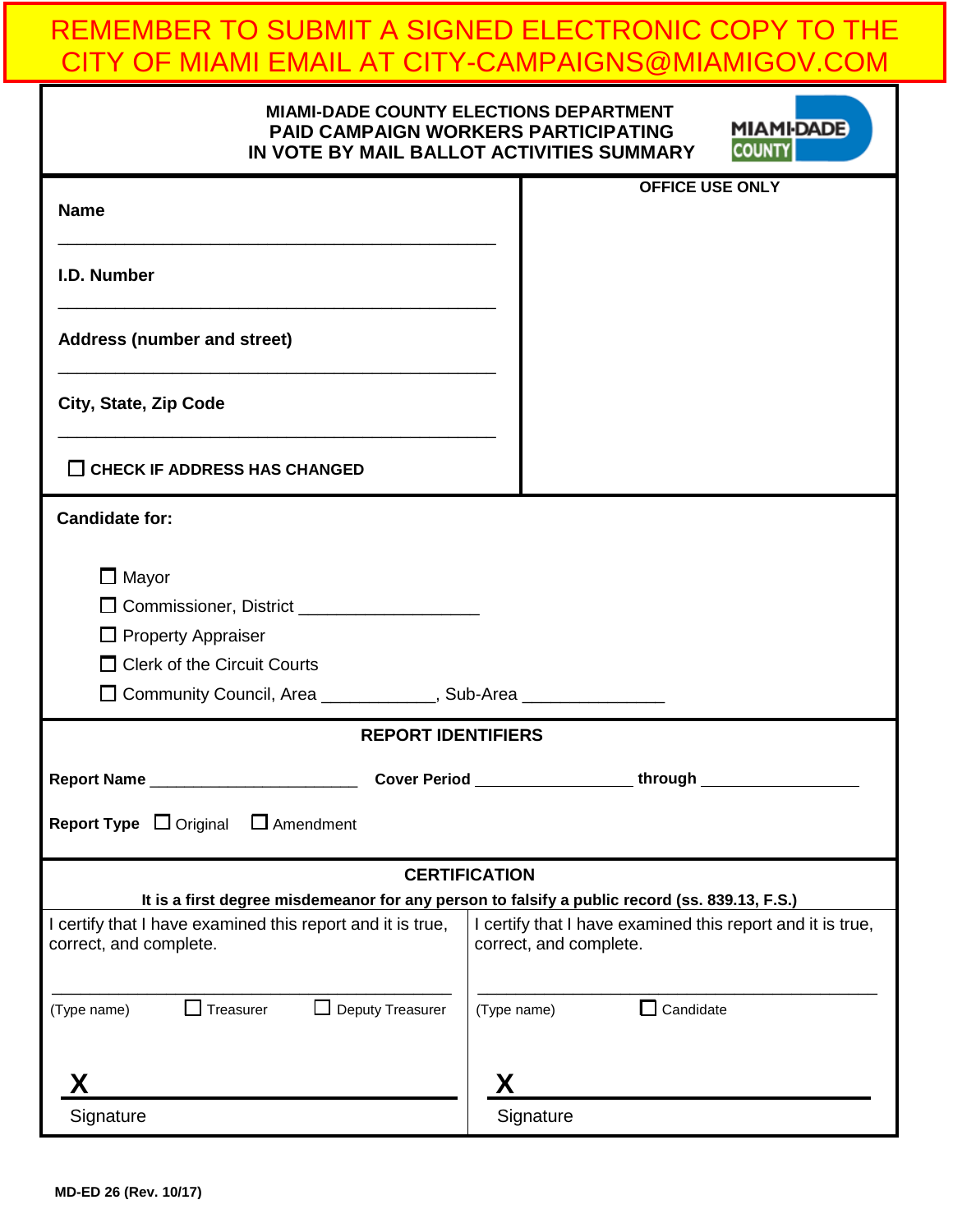REMEMBER TO SUBMIT A SIGNED ELECTRONIC COPY TO THE CITY OF MIAMI EMAIL AT CITY-CAMPAIGNS@MIAMIGOV.COM

# MIAMI-DADE COUNTY ELECTIONS DEPARTMENT
## PAID CAMPAIGN WORKERS PARTICIPATING IN VOTE BY MAIL BALLOT ACTIVITIES SUMMARY

MIAMI-DADE COUNTY

**Name**

_______________________________________________

**I.D. Number**

_______________________________________________

**Address (number and street)**

_______________________________________________

**City, State, Zip Code**

_______________________________________________

☐ **CHECK IF ADDRESS HAS CHANGED**

**OFFICE USE ONLY**

**Candidate for:**

- ☐ Mayor
- ☐ Commissioner, District ___________________
- ☐ Property Appraiser
- ☐ Clerk of the Circuit Courts
- ☐ Community Council, Area ____________, Sub-Area _______________

### REPORT IDENTIFIERS

**Report Name** ________________________ **Cover Period** __________________ **through** __________________

**Report Type** ☐ Original ☐ Amendment

### CERTIFICATION

**It is a first degree misdemeanor for any person to falsify a public record (ss. 839.13, F.S.)**

| I certify that I have examined this report and it is true, correct, and complete. | I certify that I have examined this report and it is true, correct, and complete. |
|---|---|
| _______________________________________ | _______________________________________ |
| (Type name) ☐ Treasurer ☐ Deputy Treasurer | (Type name) ☐ Candidate |
| **X** _______________________________________ | **X** _______________________________________ |
| Signature | Signature |

**MD-ED 26 (Rev. 10/17)**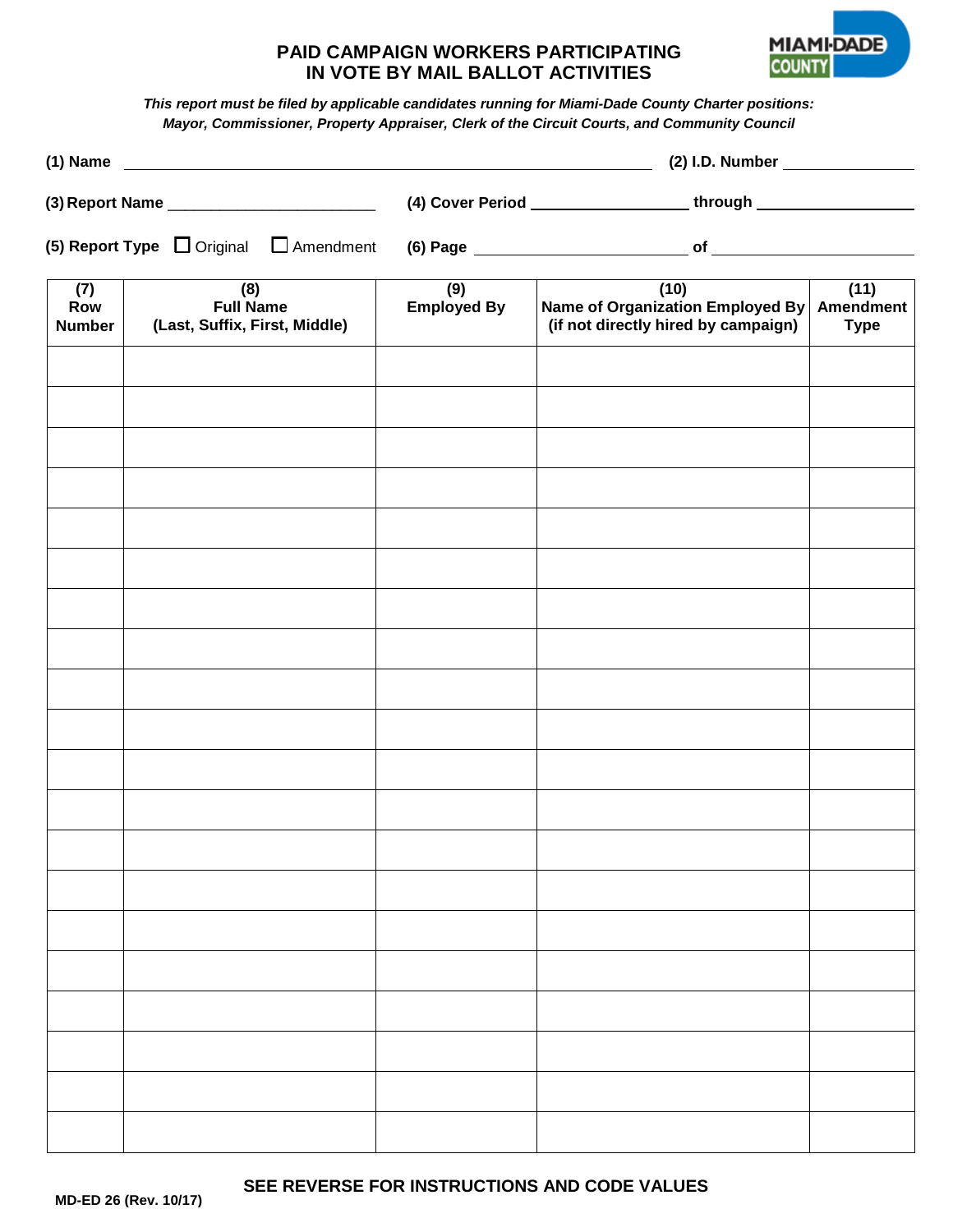# PAID CAMPAIGN WORKERS PARTICIPATING IN VOTE BY MAIL BALLOT ACTIVITIES

MIAMI-DADE COUNTY

*This report must be filed by applicable candidates running for Miami-Dade County Charter positions: Mayor, Commissioner, Property Appraiser, Clerk of the Circuit Courts, and Community Council*

**(1) Name** ______________________________ **(2) I.D. Number** ______________

**(3) Report Name** ______________________ **(4) Cover Period** ______________ **through** ______________

**(5) Report Type** ☐ Original ☐ Amendment **(6) Page** ______________ **of** ______________

| (7) Row Number | (8) Full Name (Last, Suffix, First, Middle) | (9) Employed By | (10) Name of Organization Employed By (if not directly hired by campaign) | (11) Amendment Type |
|---|---|---|---|---|
| | | | | |
| | | | | |
| | | | | |
| | | | | |
| | | | | |
| | | | | |
| | | | | |
| | | | | |
| | | | | |
| | | | | |
| | | | | |
| | | | | |
| | | | | |
| | | | | |
| | | | | |
| | | | | |
| | | | | |
| | | | | |
| | | | | |
| | | | | |

**SEE REVERSE FOR INSTRUCTIONS AND CODE VALUES**

MD-ED 26 (Rev. 10/17)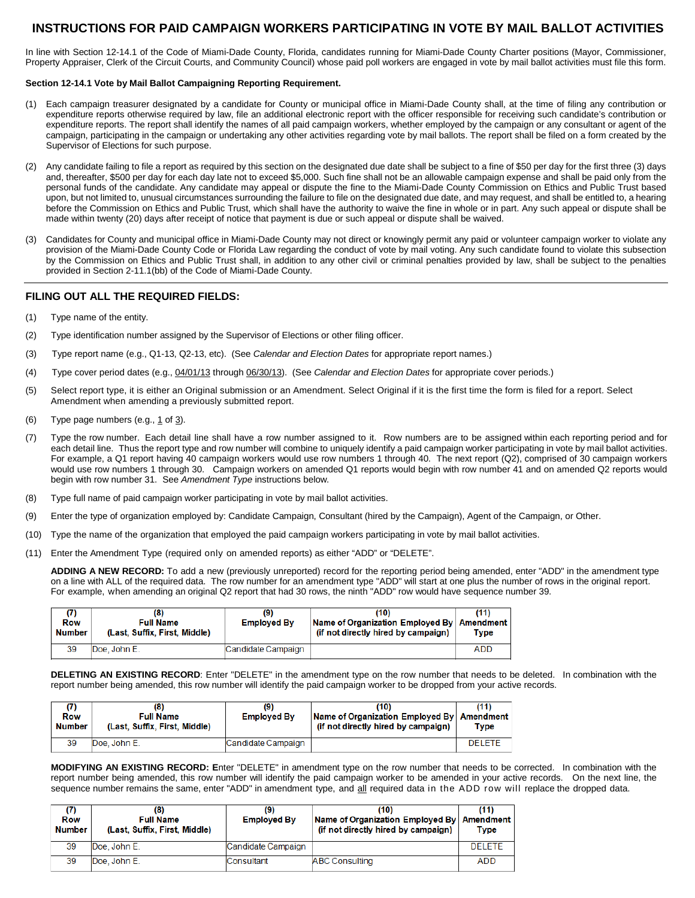# INSTRUCTIONS FOR PAID CAMPAIGN WORKERS PARTICIPATING IN VOTE BY MAIL BALLOT ACTIVITIES

In line with Section 12-14.1 of the Code of Miami-Dade County, Florida, candidates running for Miami-Dade County Charter positions (Mayor, Commissioner, Property Appraiser, Clerk of the Circuit Courts, and Community Council) whose paid poll workers are engaged in vote by mail ballot activities must file this form.

**Section 12-14.1 Vote by Mail Ballot Campaigning Reporting Requirement.**

(1) Each campaign treasurer designated by a candidate for County or municipal office in Miami-Dade County shall, at the time of filing any contribution or expenditure reports otherwise required by law, file an additional electronic report with the officer responsible for receiving such candidate's contribution or expenditure reports. The report shall identify the names of all paid campaign workers, whether employed by the campaign or any consultant or agent of the campaign, participating in the campaign or undertaking any other activities regarding vote by mail ballots. The report shall be filed on a form created by the Supervisor of Elections for such purpose.

(2) Any candidate failing to file a report as required by this section on the designated due date shall be subject to a fine of $50 per day for the first three (3) days and, thereafter, $500 per day for each day late not to exceed $5,000. Such fine shall not be an allowable campaign expense and shall be paid only from the personal funds of the candidate. Any candidate may appeal or dispute the fine to the Miami-Dade County Commission on Ethics and Public Trust based upon, but not limited to, unusual circumstances surrounding the failure to file on the designated due date, and may request, and shall be entitled to, a hearing before the Commission on Ethics and Public Trust, which shall have the authority to waive the fine in whole or in part. Any such appeal or dispute shall be made within twenty (20) days after receipt of notice that payment is due or such appeal or dispute shall be waived.

(3) Candidates for County and municipal office in Miami-Dade County may not direct or knowingly permit any paid or volunteer campaign worker to violate any provision of the Miami-Dade County Code or Florida Law regarding the conduct of vote by mail voting. Any such candidate found to violate this subsection by the Commission on Ethics and Public Trust shall, in addition to any other civil or criminal penalties provided by law, shall be subject to the penalties provided in Section 2-11.1(bb) of the Code of Miami-Dade County.

---

## FILING OUT ALL THE REQUIRED FIELDS:

(1) Type name of the entity.

(2) Type identification number assigned by the Supervisor of Elections or other filing officer.

(3) Type report name (e.g., Q1-13, Q2-13, etc). (See *Calendar and Election Dates* for appropriate report names.)

(4) Type cover period dates (e.g., 04/01/13 through 06/30/13). (See *Calendar and Election Dates* for appropriate cover periods.)

(5) Select report type, it is either an Original submission or an Amendment. Select Original if it is the first time the form is filed for a report. Select Amendment when amending a previously submitted report.

(6) Type page numbers (e.g., 1 of 3).

(7) Type the row number. Each detail line shall have a row number assigned to it. Row numbers are to be assigned within each reporting period and for each detail line. Thus the report type and row number will combine to uniquely identify a paid campaign worker participating in vote by mail ballot activities. For example, a Q1 report having 40 campaign workers would use row numbers 1 through 40. The next report (Q2), comprised of 30 campaign workers would use row numbers 1 through 30. Campaign workers on amended Q1 reports would begin with row number 41 and on amended Q2 reports would begin with row number 31. See *Amendment Type* instructions below.

(8) Type full name of paid campaign worker participating in vote by mail ballot activities.

(9) Enter the type of organization employed by: Candidate Campaign, Consultant (hired by the Campaign), Agent of the Campaign, or Other.

(10) Type the name of the organization that employed the paid campaign workers participating in vote by mail ballot activities.

(11) Enter the Amendment Type (required only on amended reports) as either "ADD" or "DELETE".

**ADDING A NEW RECORD:** To add a new (previously unreported) record for the reporting period being amended, enter "ADD" in the amendment type on a line with ALL of the required data. The row number for an amendment type "ADD" will start at one plus the number of rows in the original report. For example, when amending an original Q2 report that had 30 rows, the ninth "ADD" row would have sequence number 39.

| (7) Row Number | (8) Full Name (Last, Suffix, First, Middle) | (9) Employed By | (10) Name of Organization Employed By (if not directly hired by campaign) | (11) Amendment Type |
|---|---|---|---|---|
| 39 | Doe, John E. | Candidate Campaign | | ADD |

**DELETING AN EXISTING RECORD**: Enter "DELETE" in the amendment type on the row number that needs to be deleted. In combination with the report number being amended, this row number will identify the paid campaign worker to be dropped from your active records.

| (7) Row Number | (8) Full Name (Last, Suffix, First, Middle) | (9) Employed By | (10) Name of Organization Employed By (if not directly hired by campaign) | (11) Amendment Type |
|---|---|---|---|---|
| 39 | Doe, John E. | Candidate Campaign | | DELETE |

**MODIFYING AN EXISTING RECORD: E**nter "DELETE" in amendment type on the row number that needs to be corrected. In combination with the report number being amended, this row number will identify the paid campaign worker to be amended in your active records. On the next line, the sequence number remains the same, enter "ADD" in amendment type, and all required data in the ADD row will replace the dropped data.

| (7) Row Number | (8) Full Name (Last, Suffix, First, Middle) | (9) Employed By | (10) Name of Organization Employed By (if not directly hired by campaign) | (11) Amendment Type |
|---|---|---|---|---|
| 39 | Doe, John E. | Candidate Campaign | | DELETE |
| 39 | Doe, John E. | Consultant | ABC Consulting | ADD |